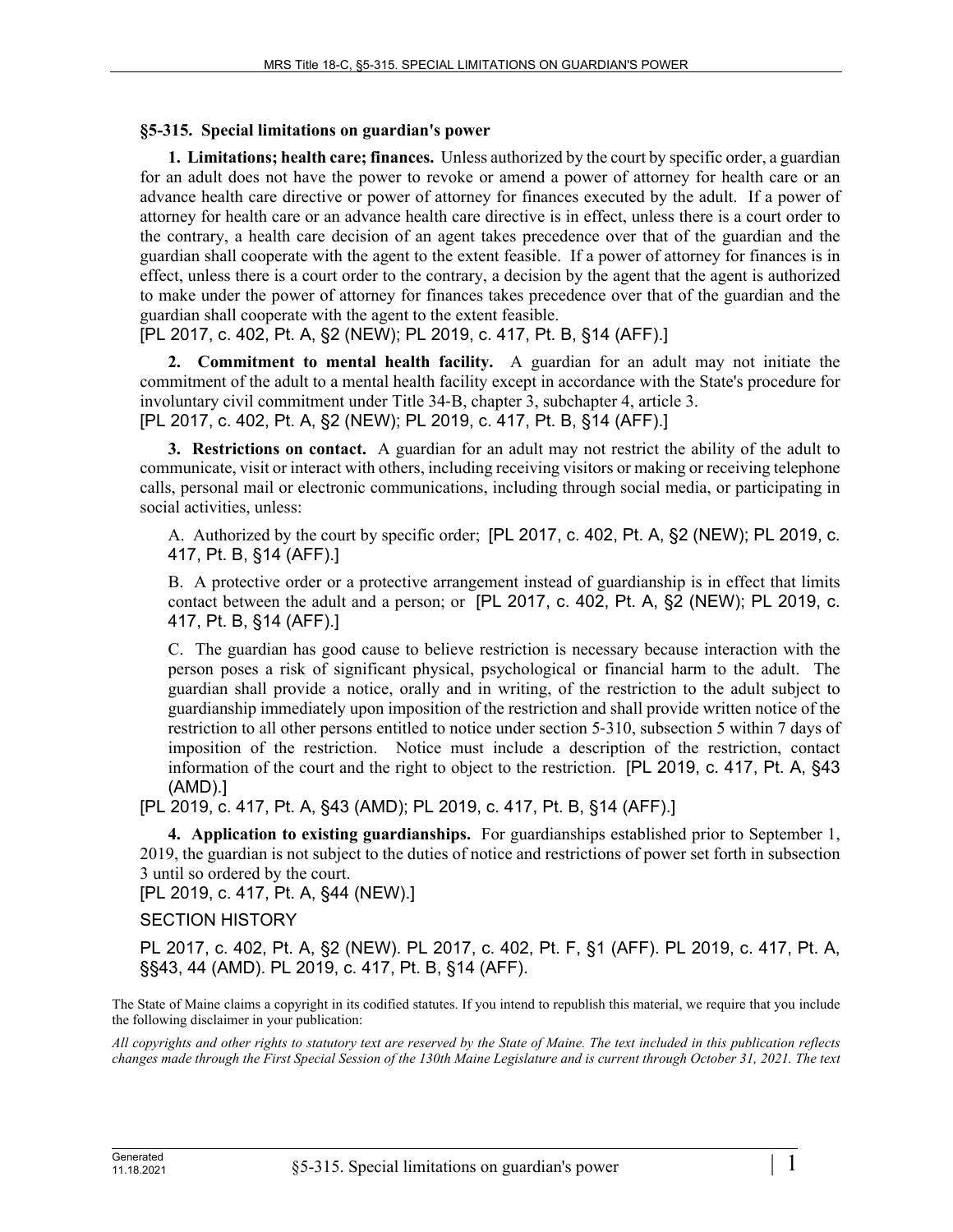## §5-315. Special limitations on guardian's power

**1. Limitations; health care; finances.** Unless authorized by the court by specific order, a guardian for an adult does not have the power to revoke or amend a power of attorney for health care or an advance health care directive or power of attorney for finances executed by the adult. If a power of attorney for health care or an advance health care directive is in effect, unless there is a court order to the contrary, a health care decision of an agent takes precedence over that of the guardian and the guardian shall cooperate with the agent to the extent feasible. If a power of attorney for finances is in effect, unless there is a court order to the contrary, a decision by the agent that the agent is authorized to make under the power of attorney for finances takes precedence over that of the guardian and the guardian shall cooperate with the agent to the extent feasible.
[PL 2017, c. 402, Pt. A, §2 (NEW); PL 2019, c. 417, Pt. B, §14 (AFF).]

**2. Commitment to mental health facility.** A guardian for an adult may not initiate the commitment of the adult to a mental health facility except in accordance with the State's procedure for involuntary civil commitment under Title 34-B, chapter 3, subchapter 4, article 3.
[PL 2017, c. 402, Pt. A, §2 (NEW); PL 2019, c. 417, Pt. B, §14 (AFF).]

**3. Restrictions on contact.** A guardian for an adult may not restrict the ability of the adult to communicate, visit or interact with others, including receiving visitors or making or receiving telephone calls, personal mail or electronic communications, including through social media, or participating in social activities, unless:

A. Authorized by the court by specific order; [PL 2017, c. 402, Pt. A, §2 (NEW); PL 2019, c. 417, Pt. B, §14 (AFF).]

B. A protective order or a protective arrangement instead of guardianship is in effect that limits contact between the adult and a person; or [PL 2017, c. 402, Pt. A, §2 (NEW); PL 2019, c. 417, Pt. B, §14 (AFF).]

C. The guardian has good cause to believe restriction is necessary because interaction with the person poses a risk of significant physical, psychological or financial harm to the adult. The guardian shall provide a notice, orally and in writing, of the restriction to the adult subject to guardianship immediately upon imposition of the restriction and shall provide written notice of the restriction to all other persons entitled to notice under section 5-310, subsection 5 within 7 days of imposition of the restriction. Notice must include a description of the restriction, contact information of the court and the right to object to the restriction. [PL 2019, c. 417, Pt. A, §43 (AMD).]

[PL 2019, c. 417, Pt. A, §43 (AMD); PL 2019, c. 417, Pt. B, §14 (AFF).]

**4. Application to existing guardianships.** For guardianships established prior to September 1, 2019, the guardian is not subject to the duties of notice and restrictions of power set forth in subsection 3 until so ordered by the court.
[PL 2019, c. 417, Pt. A, §44 (NEW).]

SECTION HISTORY

PL 2017, c. 402, Pt. A, §2 (NEW). PL 2017, c. 402, Pt. F, §1 (AFF). PL 2019, c. 417, Pt. A, §§43, 44 (AMD). PL 2019, c. 417, Pt. B, §14 (AFF).

The State of Maine claims a copyright in its codified statutes. If you intend to republish this material, we require that you include the following disclaimer in your publication:

*All copyrights and other rights to statutory text are reserved by the State of Maine. The text included in this publication reflects changes made through the First Special Session of the 130th Maine Legislature and is current through October 31, 2021. The text*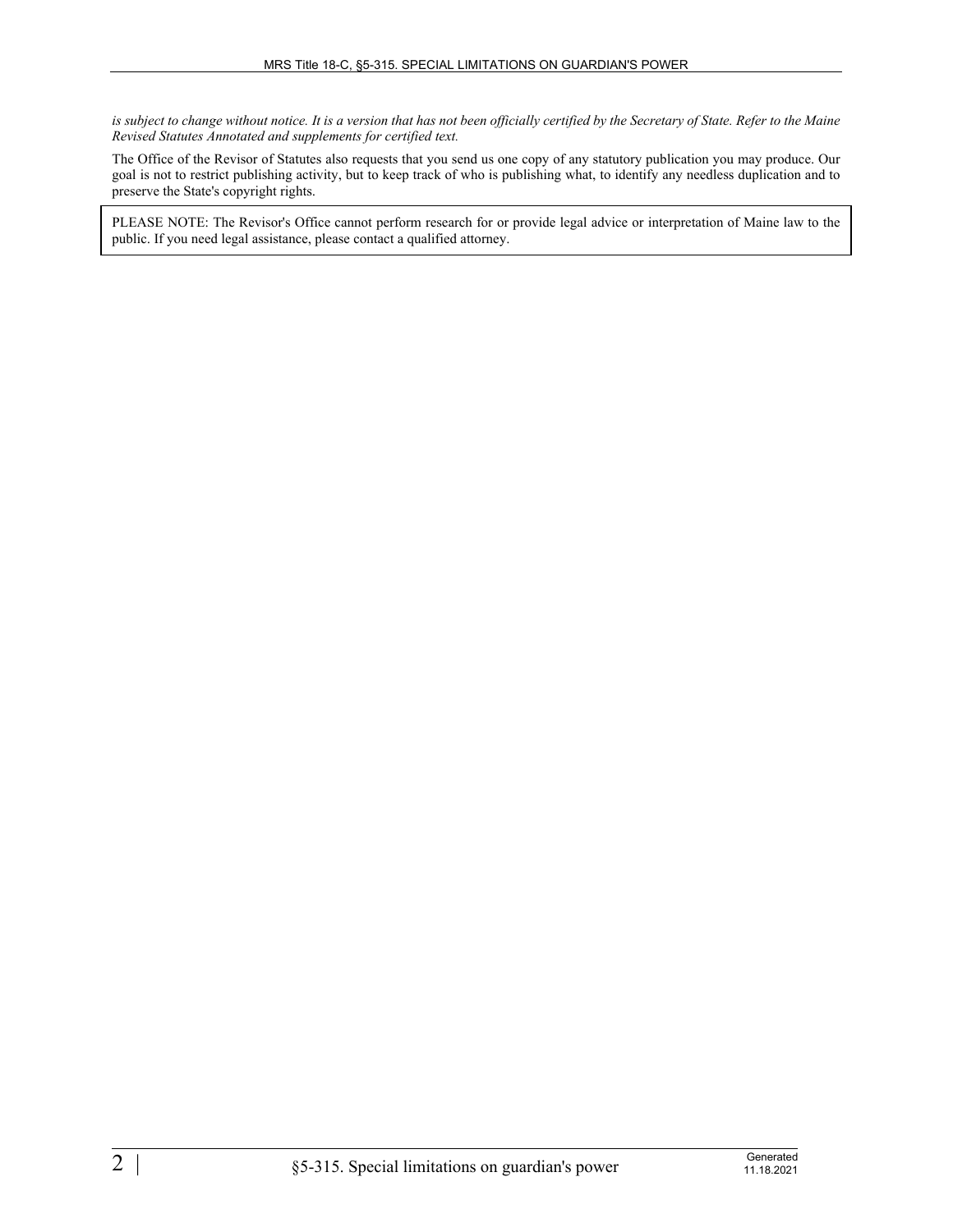*is subject to change without notice. It is a version that has not been officially certified by the Secretary of State. Refer to the Maine Revised Statutes Annotated and supplements for certified text.*

The Office of the Revisor of Statutes also requests that you send us one copy of any statutory publication you may produce. Our goal is not to restrict publishing activity, but to keep track of who is publishing what, to identify any needless duplication and to preserve the State's copyright rights.

PLEASE NOTE: The Revisor's Office cannot perform research for or provide legal advice or interpretation of Maine law to the public. If you need legal assistance, please contact a qualified attorney.